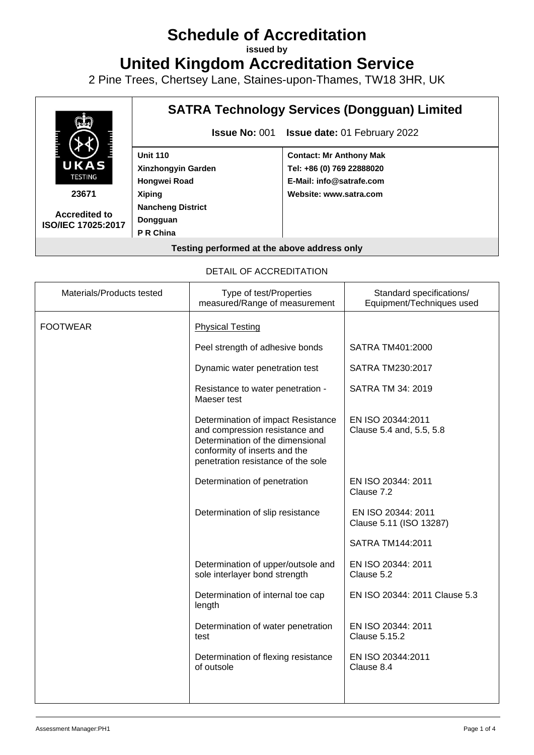# Schedule of Accreditation

**issued by**

# United Kingdom Accreditation Service

2 Pine Trees, Chertsey Lane, Staines-upon-Thames, TW18 3HR, UK

| | **SATRA Technology Services (Dongguan) Limited** | |
|---|---|---|
| | **Issue No:** 001 **Issue date:** 01 February 2022 | |
| **23671** **Accredited to ISO/IEC 17025:2017** | **Unit 110** **Xinzhongyin Garden** **Hongwei Road** **Xiping** **Nancheng District** **Dongguan** **P R China** | **Contact: Mr Anthony Mak** **Tel: +86 (0) 769 22888020** **E-Mail: info@satrafe.com** **Website: www.satra.com** |

**Testing performed at the above address only**

DETAIL OF ACCREDITATION

| Materials/Products tested | Type of test/Properties measured/Range of measurement | Standard specifications/ Equipment/Techniques used |
|---|---|---|
| FOOTWEAR | Physical Testing | |
| | Peel strength of adhesive bonds | SATRA TM401:2000 |
| | Dynamic water penetration test | SATRA TM230:2017 |
| | Resistance to water penetration - Maeser test | SATRA TM 34: 2019 |
| | Determination of impact Resistance and compression resistance and Determination of the dimensional conformity of inserts and the penetration resistance of the sole | EN ISO 20344:2011 Clause 5.4 and, 5.5, 5.8 |
| | Determination of penetration | EN ISO 20344: 2011 Clause 7.2 |
| | Determination of slip resistance | EN ISO 20344: 2011 Clause 5.11 (ISO 13287) |
| | | SATRA TM144:2011 |
| | Determination of upper/outsole and sole interlayer bond strength | EN ISO 20344: 2011 Clause 5.2 |
| | Determination of internal toe cap length | EN ISO 20344: 2011 Clause 5.3 |
| | Determination of water penetration test | EN ISO 20344: 2011 Clause 5.15.2 |
| | Determination of flexing resistance of outsole | EN ISO 20344:2011 Clause 8.4 |

Assessment Manager:PH1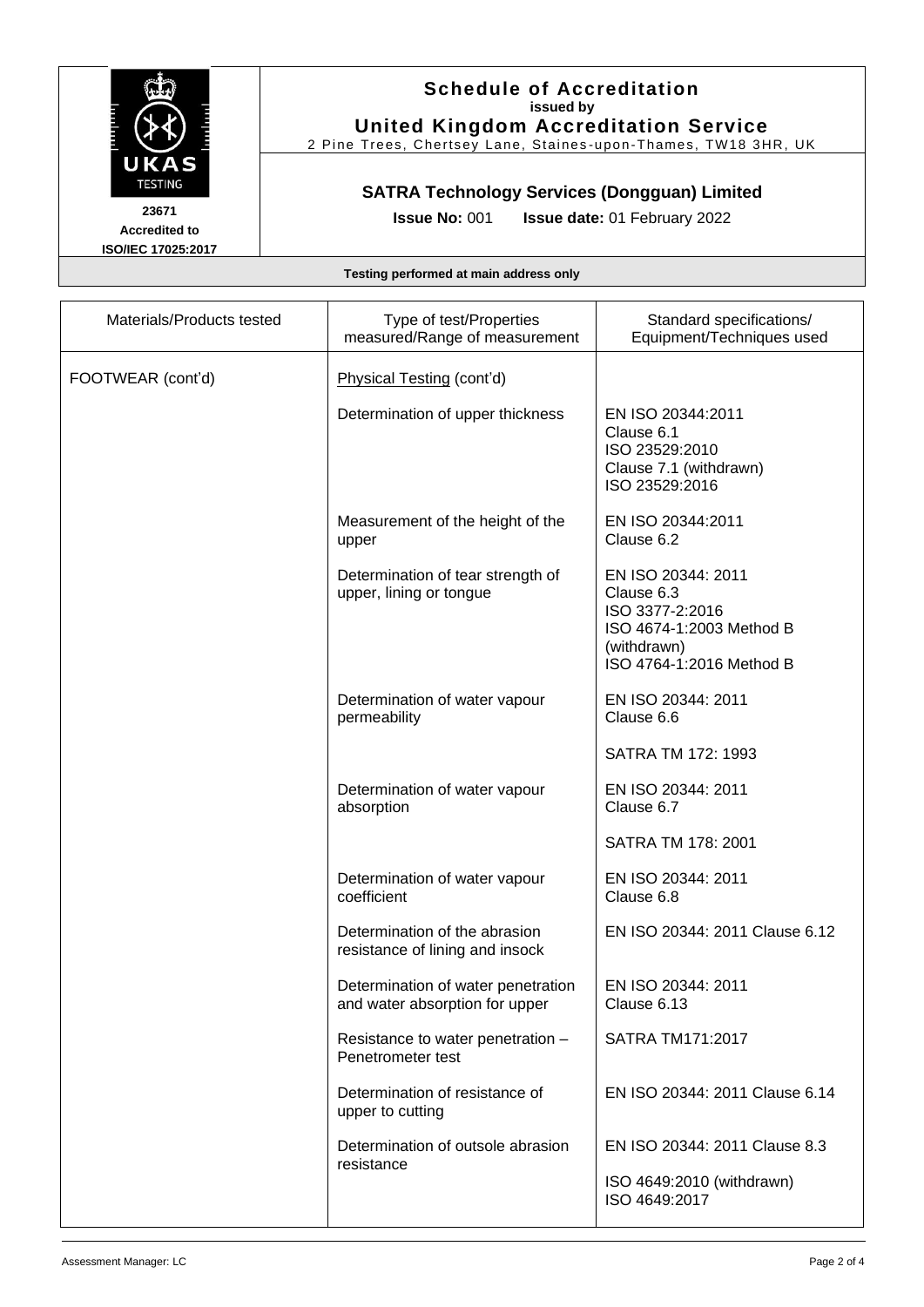**Schedule of Accreditation**
**issued by**
**United Kingdom Accreditation Service**
2 Pine Trees, Chertsey Lane, Staines-upon-Thames, TW18 3HR, UK

UKAS TESTING

**23671**
**Accredited to**
**ISO/IEC 17025:2017**

**SATRA Technology Services (Dongguan) Limited**

**Issue No:** 001 **Issue date:** 01 February 2022

**Testing performed at main address only**

| Materials/Products tested | Type of test/Properties measured/Range of measurement | Standard specifications/ Equipment/Techniques used |
|---|---|---|
| FOOTWEAR (cont'd) | Physical Testing (cont'd) | |
| | Determination of upper thickness | EN ISO 20344:2011 Clause 6.1<br>ISO 23529:2010 Clause 7.1 (withdrawn)<br>ISO 23529:2016 |
| | Measurement of the height of the upper | EN ISO 20344:2011 Clause 6.2 |
| | Determination of tear strength of upper, lining or tongue | EN ISO 20344: 2011 Clause 6.3<br>ISO 3377-2:2016<br>ISO 4674-1:2003 Method B (withdrawn)<br>ISO 4764-1:2016 Method B |
| | Determination of water vapour permeability | EN ISO 20344: 2011 Clause 6.6<br>SATRA TM 172: 1993 |
| | Determination of water vapour absorption | EN ISO 20344: 2011 Clause 6.7<br>SATRA TM 178: 2001 |
| | Determination of water vapour coefficient | EN ISO 20344: 2011 Clause 6.8 |
| | Determination of the abrasion resistance of lining and insock | EN ISO 20344: 2011 Clause 6.12 |
| | Determination of water penetration and water absorption for upper | EN ISO 20344: 2011 Clause 6.13 |
| | Resistance to water penetration – Penetrometer test | SATRA TM171:2017 |
| | Determination of resistance of upper to cutting | EN ISO 20344: 2011 Clause 6.14 |
| | Determination of outsole abrasion resistance | EN ISO 20344: 2011 Clause 8.3<br>ISO 4649:2010 (withdrawn)<br>ISO 4649:2017 |

Assessment Manager: LC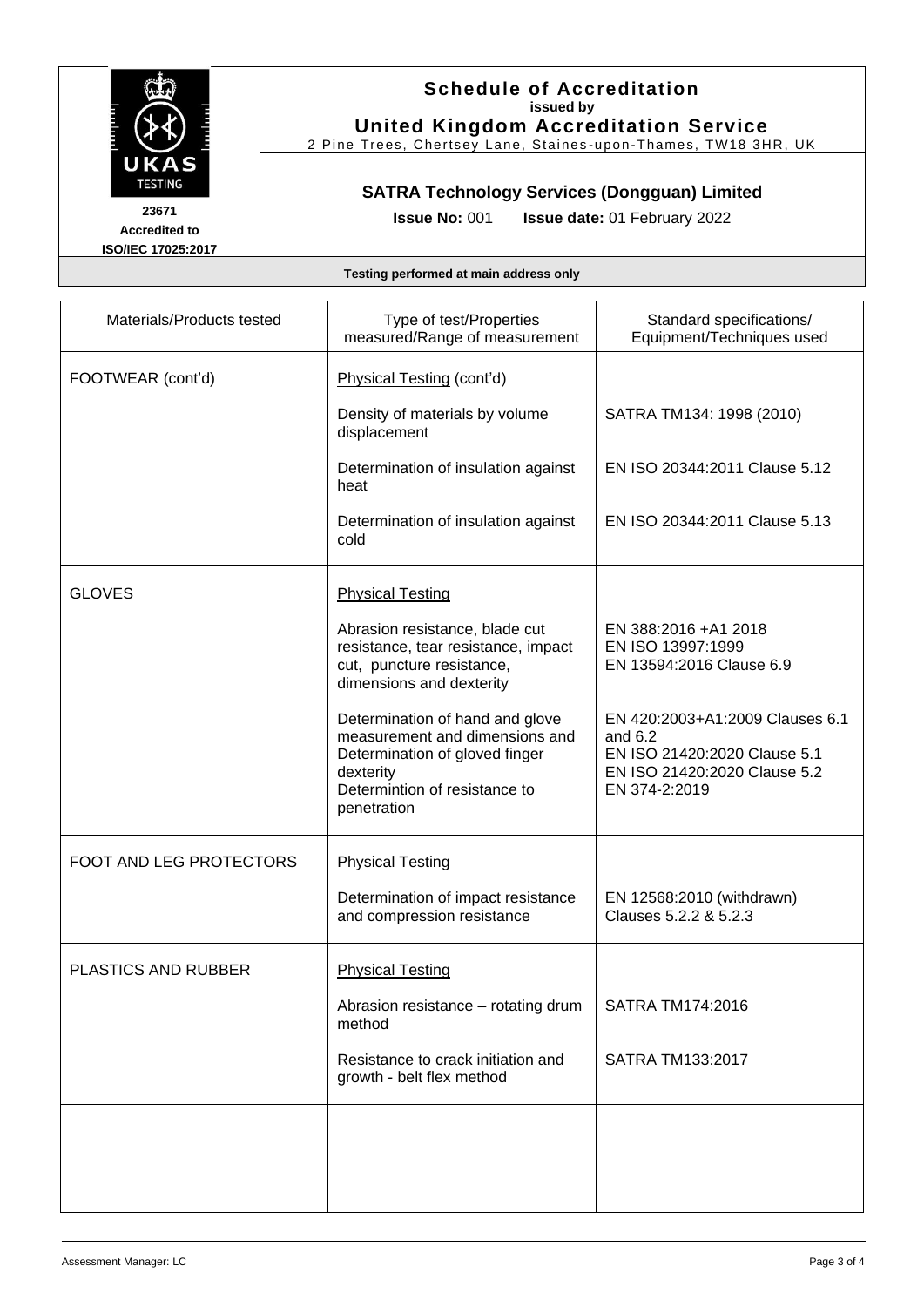**Schedule of Accreditation**
issued by
**United Kingdom Accreditation Service**
2 Pine Trees, Chertsey Lane, Staines-upon-Thames, TW18 3HR, UK

**23671**
**Accredited to**
**ISO/IEC 17025:2017**

**SATRA Technology Services (Dongguan) Limited**

**Issue No:** 001 **Issue date:** 01 February 2022

**Testing performed at main address only**

| Materials/Products tested | Type of test/Properties measured/Range of measurement | Standard specifications/ Equipment/Techniques used |
|---|---|---|
| FOOTWEAR (cont'd) | Physical Testing (cont'd) | |
| | Density of materials by volume displacement | SATRA TM134: 1998 (2010) |
| | Determination of insulation against heat | EN ISO 20344:2011 Clause 5.12 |
| | Determination of insulation against cold | EN ISO 20344:2011 Clause 5.13 |
| GLOVES | Physical Testing | |
| | Abrasion resistance, blade cut resistance, tear resistance, impact cut, puncture resistance, dimensions and dexterity | EN 388:2016 +A1 2018<br>EN ISO 13997:1999<br>EN 13594:2016 Clause 6.9 |
| | Determination of hand and glove measurement and dimensions and Determination of gloved finger dexterity<br>Determintion of resistance to penetration | EN 420:2003+A1:2009 Clauses 6.1 and 6.2<br>EN ISO 21420:2020 Clause 5.1<br>EN ISO 21420:2020 Clause 5.2<br>EN 374-2:2019 |
| FOOT AND LEG PROTECTORS | Physical Testing | |
| | Determination of impact resistance and compression resistance | EN 12568:2010 (withdrawn) Clauses 5.2.2 & 5.2.3 |
| PLASTICS AND RUBBER | Physical Testing | |
| | Abrasion resistance – rotating drum method | SATRA TM174:2016 |
| | Resistance to crack initiation and growth - belt flex method | SATRA TM133:2017 |
| | | |

Assessment Manager: LC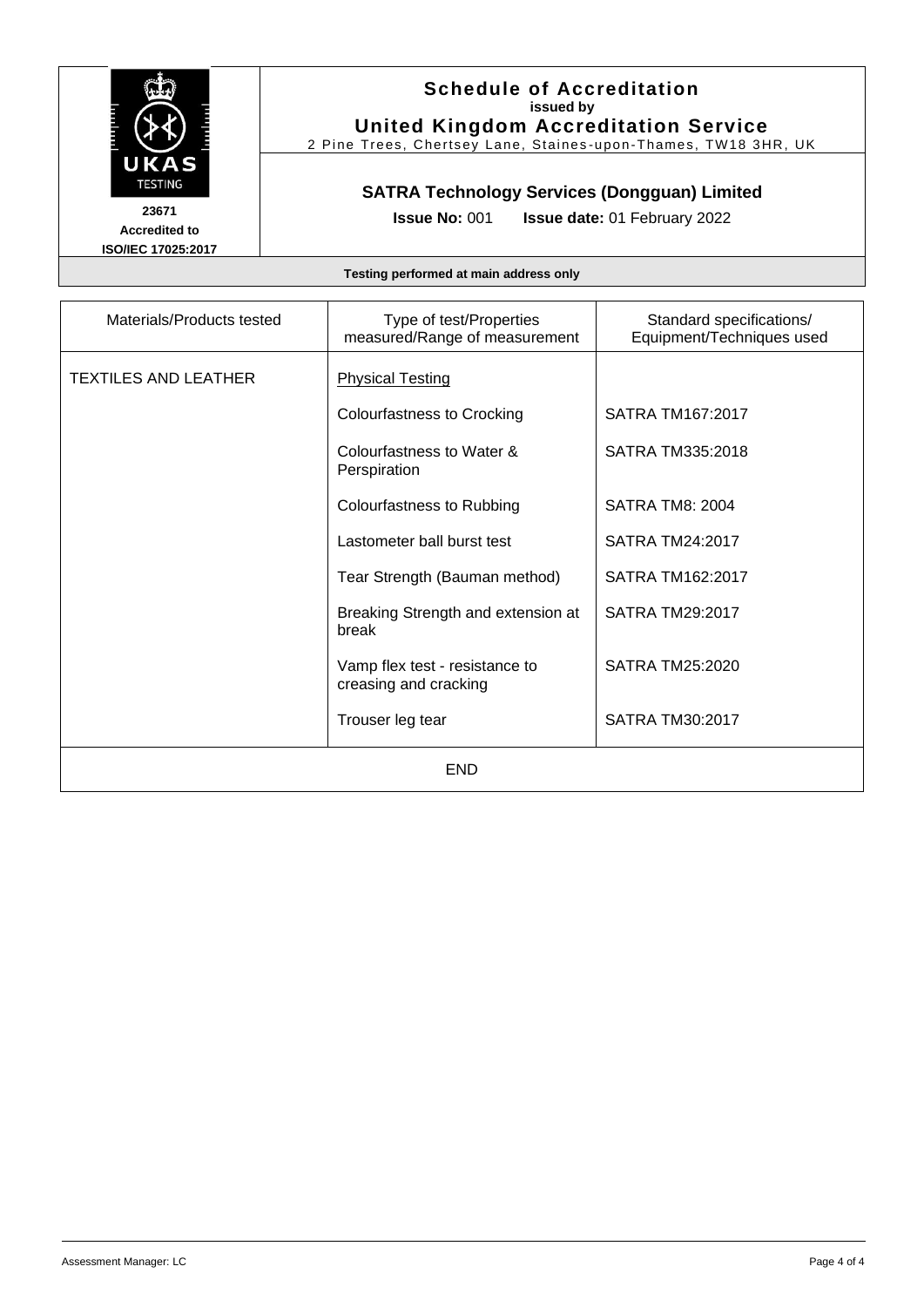**Schedule of Accreditation**
**issued by**
**United Kingdom Accreditation Service**
2 Pine Trees, Chertsey Lane, Staines-upon-Thames, TW18 3HR, UK

UKAS TESTING
**23671**
**Accredited to**
**ISO/IEC 17025:2017**

**SATRA Technology Services (Dongguan) Limited**

**Issue No:** 001 **Issue date:** 01 February 2022

**Testing performed at main address only**

| Materials/Products tested | Type of test/Properties measured/Range of measurement | Standard specifications/ Equipment/Techniques used |
|---|---|---|
| TEXTILES AND LEATHER | Physical Testing | |
| | Colourfastness to Crocking | SATRA TM167:2017 |
| | Colourfastness to Water & Perspiration | SATRA TM335:2018 |
| | Colourfastness to Rubbing | SATRA TM8: 2004 |
| | Lastometer ball burst test | SATRA TM24:2017 |
| | Tear Strength (Bauman method) | SATRA TM162:2017 |
| | Breaking Strength and extension at break | SATRA TM29:2017 |
| | Vamp flex test - resistance to creasing and cracking | SATRA TM25:2020 |
| | Trouser leg tear | SATRA TM30:2017 |

END

Assessment Manager: LC